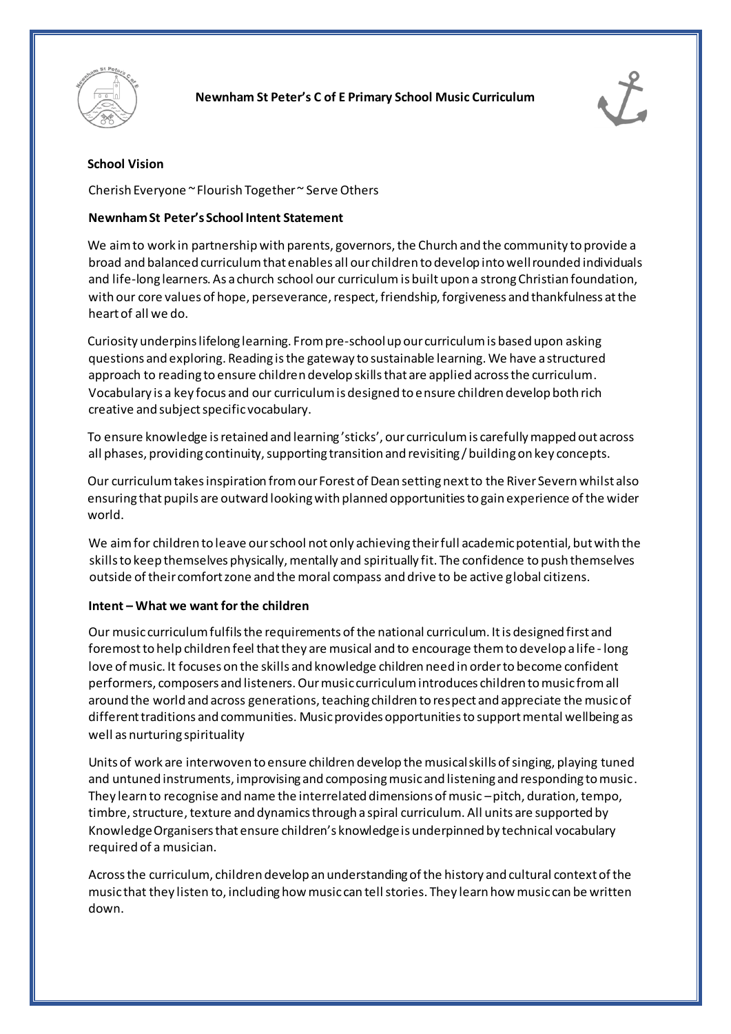# Newnham St Peter's C of E Primary School Music Curriculum

**School Vision**

Cherish Everyone ~ Flourish Together ~ Serve Others

**Newnham St Peter's School Intent Statement**

We aim to work in partnership with parents, governors, the Church and the community to provide a broad and balanced curriculum that enables all our children to develop into well rounded individuals and life-long learners. As a church school our curriculum is built upon a strong Christian foundation, with our core values of hope, perseverance, respect, friendship, forgiveness and thankfulness at the heart of all we do.

Curiosity underpins lifelong learning. From pre-school up our curriculum is based upon asking questions and exploring. Reading is the gateway to sustainable learning. We have a structured approach to reading to ensure children develop skills that are applied across the curriculum. Vocabulary is a key focus and our curriculum is designed to ensure children develop both rich creative and subject specific vocabulary.

To ensure knowledge is retained and learning 'sticks', our curriculum is carefully mapped out across all phases, providing continuity, supporting transition and revisiting / building on key concepts.

Our curriculum takes inspiration from our Forest of Dean setting next to the River Severn whilst also ensuring that pupils are outward looking with planned opportunities to gain experience of the wider world.

We aim for children to leave our school not only achieving their full academic potential, but with the skills to keep themselves physically, mentally and spiritually fit. The confidence to push themselves outside of their comfort zone and the moral compass and drive to be active global citizens.

**Intent – What we want for the children**

Our music curriculum fulfils the requirements of the national curriculum. It is designed first and foremost to help children feel that they are musical and to encourage them to develop a life - long love of music. It focuses on the skills and knowledge children need in order to become confident performers, composers and listeners. Our music curriculum introduces children to music from all around the world and across generations, teaching children to respect and appreciate the music of different traditions and communities. Music provides opportunities to support mental wellbeing as well as nurturing spirituality

Units of work are interwoven to ensure children develop the musical skills of singing, playing tuned and untuned instruments, improvising and composing music and listening and responding to music. They learn to recognise and name the interrelated dimensions of music – pitch, duration, tempo, timbre, structure, texture and dynamics through a spiral curriculum. All units are supported by Knowledge Organisers that ensure children's knowledge is underpinned by technical vocabulary required of a musician.

Across the curriculum, children develop an understanding of the history and cultural context of the music that they listen to, including how music can tell stories. They learn how music can be written down.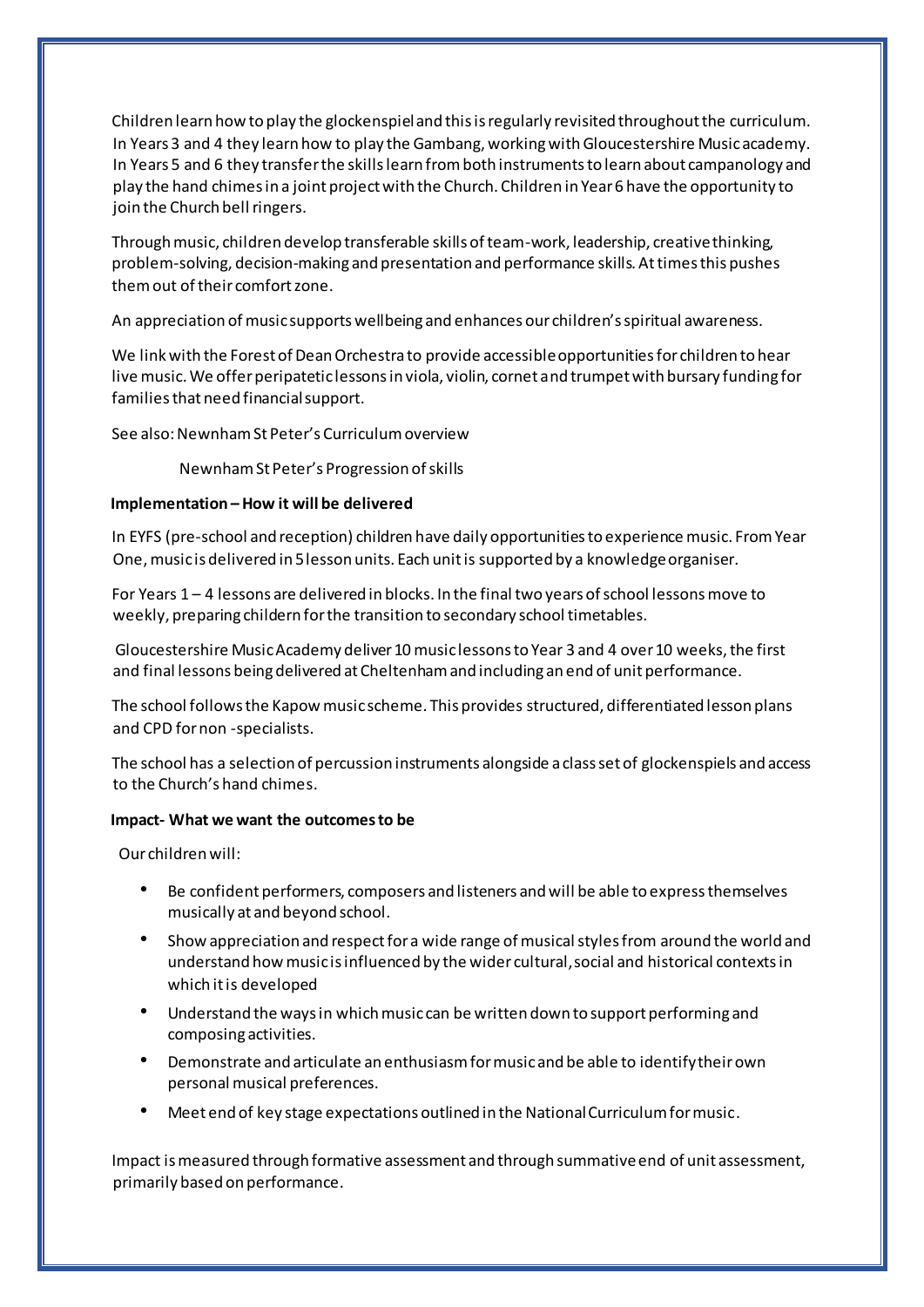Children learn how to play the glockenspiel and this is regularly revisited throughout the curriculum. In Years 3 and 4 they learn how to play the Gambang, working with Gloucestershire Music academy. In Years 5 and 6 they transfer the skills learn from both instruments to learn about campanology and play the hand chimes in a joint project with the Church. Children in Year 6 have the opportunity to join the Church bell ringers.

Through music, children develop transferable skills of team-work, leadership, creative thinking, problem-solving, decision-making and presentation and performance skills. At times this pushes them out of their comfort zone.

An appreciation of music supports wellbeing and enhances our children's spiritual awareness.

We link with the Forest of Dean Orchestra to provide accessible opportunities for children to hear live music. We offer peripatetic lessons in viola, violin, cornet and trumpet with bursary funding for families that need financial support.

See also: Newnham St Peter's Curriculum overview

Newnham St Peter's Progression of skills

**Implementation – How it will be delivered**

In EYFS (pre-school and reception) children have daily opportunities to experience music. From Year One, music is delivered in 5 lesson units. Each unit is supported by a knowledge organiser.

For Years 1 – 4 lessons are delivered in blocks. In the final two years of school lessons move to weekly, preparing childern for the transition to secondary school timetables.

Gloucestershire Music Academy deliver 10 music lessons to Year 3 and 4 over 10 weeks, the first and final lessons being delivered at Cheltenham and including an end of unit performance.

The school follows the Kapow music scheme. This provides structured, differentiated lesson plans and CPD for non -specialists.

The school has a selection of percussion instruments alongside a class set of glockenspiels and access to the Church's hand chimes.

**Impact- What we want the outcomes to be**

Our children will:

- Be confident performers, composers and listeners and will be able to express themselves musically at and beyond school.
- Show appreciation and respect for a wide range of musical styles from around the world and understand how music is influenced by the wider cultural, social and historical contexts in which it is developed
- Understand the ways in which music can be written down to support performing and composing activities.
- Demonstrate and articulate an enthusiasm for music and be able to identify their own personal musical preferences.
- Meet end of key stage expectations outlined in the National Curriculum for music.

Impact is measured through formative assessment and through summative end of unit assessment, primarily based on performance.